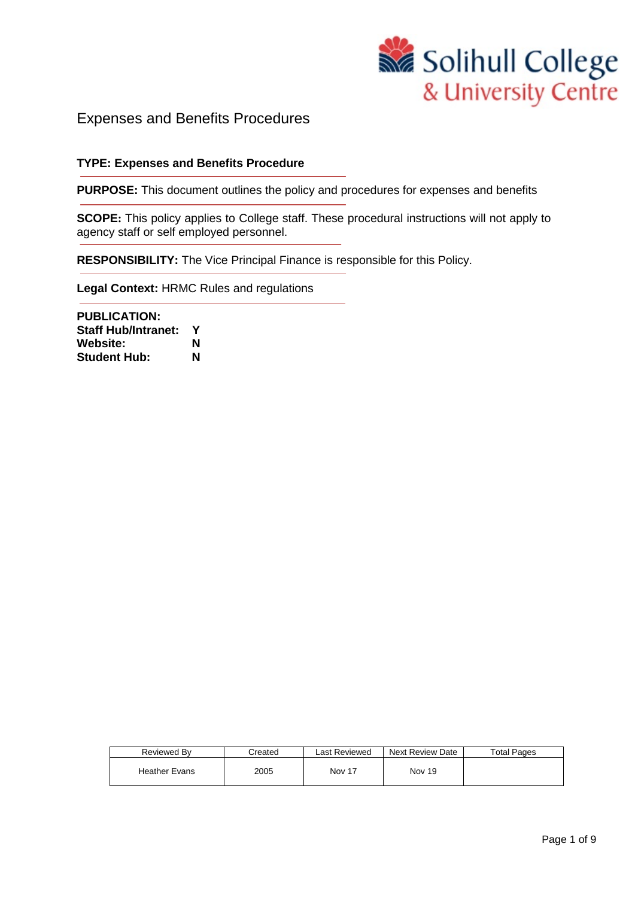# Expenses and Benefits Procedures

**TYPE: Expenses and Benefits Procedure**

**PURPOSE:** This document outlines the policy and procedures for expenses and benefits

**SCOPE:** This policy applies to College staff. These procedural instructions will not apply to agency staff or self employed personnel.

**RESPONSIBILITY:** The Vice Principal Finance is responsible for this Policy.

**Legal Context:** HRMC Rules and regulations

**PUBLICATION:**
**Staff Hub/Intranet: Y**
**Website: N**
**Student Hub: N**

| Reviewed By | Created | Last Reviewed | Next Review Date | Total Pages |
|---|---|---|---|---|
| Heather Evans | 2005 | Nov 17 | Nov 19 | |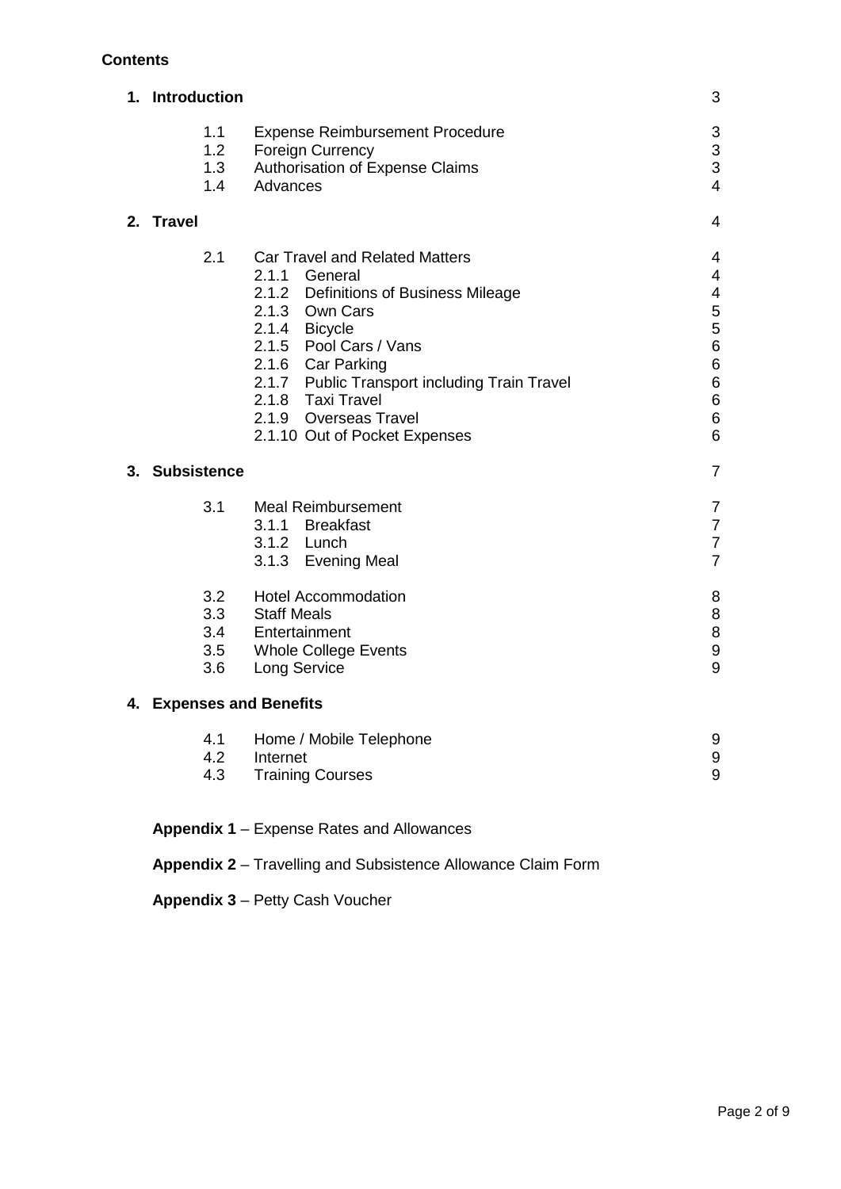**Contents**

| | | |
|---|---|---|
| **1. Introduction** | | 3 |
| 1.1 | Expense Reimbursement Procedure | 3 |
| 1.2 | Foreign Currency | 3 |
| 1.3 | Authorisation of Expense Claims | 3 |
| 1.4 | Advances | 4 |
| **2. Travel** | | 4 |
| 2.1 | Car Travel and Related Matters | 4 |
| | 2.1.1 General | 4 |
| | 2.1.2 Definitions of Business Mileage | 4 |
| | 2.1.3 Own Cars | 5 |
| | 2.1.4 Bicycle | 5 |
| | 2.1.5 Pool Cars / Vans | 6 |
| | 2.1.6 Car Parking | 6 |
| | 2.1.7 Public Transport including Train Travel | 6 |
| | 2.1.8 Taxi Travel | 6 |
| | 2.1.9 Overseas Travel | 6 |
| | 2.1.10 Out of Pocket Expenses | 6 |
| **3. Subsistence** | | 7 |
| 3.1 | Meal Reimbursement | 7 |
| | 3.1.1 Breakfast | 7 |
| | 3.1.2 Lunch | 7 |
| | 3.1.3 Evening Meal | 7 |
| 3.2 | Hotel Accommodation | 8 |
| 3.3 | Staff Meals | 8 |
| 3.4 | Entertainment | 8 |
| 3.5 | Whole College Events | 9 |
| 3.6 | Long Service | 9 |
| **4. Expenses and Benefits** | | |
| 4.1 | Home / Mobile Telephone | 9 |
| 4.2 | Internet | 9 |
| 4.3 | Training Courses | 9 |

**Appendix 1** – Expense Rates and Allowances

**Appendix 2** – Travelling and Subsistence Allowance Claim Form

**Appendix 3** – Petty Cash Voucher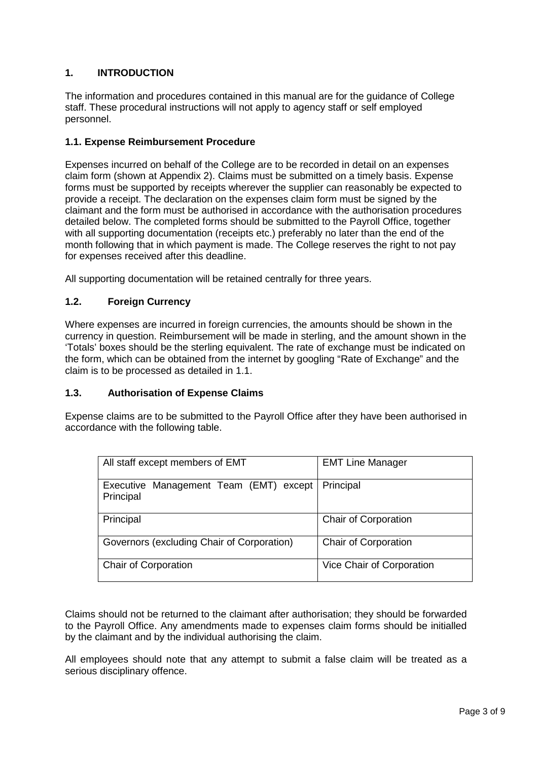## 1. INTRODUCTION

The information and procedures contained in this manual are for the guidance of College staff. These procedural instructions will not apply to agency staff or self employed personnel.

### 1.1. Expense Reimbursement Procedure

Expenses incurred on behalf of the College are to be recorded in detail on an expenses claim form (shown at Appendix 2). Claims must be submitted on a timely basis. Expense forms must be supported by receipts wherever the supplier can reasonably be expected to provide a receipt. The declaration on the expenses claim form must be signed by the claimant and the form must be authorised in accordance with the authorisation procedures detailed below. The completed forms should be submitted to the Payroll Office, together with all supporting documentation (receipts etc.) preferably no later than the end of the month following that in which payment is made. The College reserves the right to not pay for expenses received after this deadline.

All supporting documentation will be retained centrally for three years.

### 1.2. Foreign Currency

Where expenses are incurred in foreign currencies, the amounts should be shown in the currency in question. Reimbursement will be made in sterling, and the amount shown in the 'Totals' boxes should be the sterling equivalent. The rate of exchange must be indicated on the form, which can be obtained from the internet by googling "Rate of Exchange" and the claim is to be processed as detailed in 1.1.

### 1.3. Authorisation of Expense Claims

Expense claims are to be submitted to the Payroll Office after they have been authorised in accordance with the following table.

| | |
|---|---|
| All staff except members of EMT | EMT Line Manager |
| Executive Management Team (EMT) except Principal | Principal |
| Principal | Chair of Corporation |
| Governors (excluding Chair of Corporation) | Chair of Corporation |
| Chair of Corporation | Vice Chair of Corporation |

Claims should not be returned to the claimant after authorisation; they should be forwarded to the Payroll Office. Any amendments made to expenses claim forms should be initialled by the claimant and by the individual authorising the claim.

All employees should note that any attempt to submit a false claim will be treated as a serious disciplinary offence.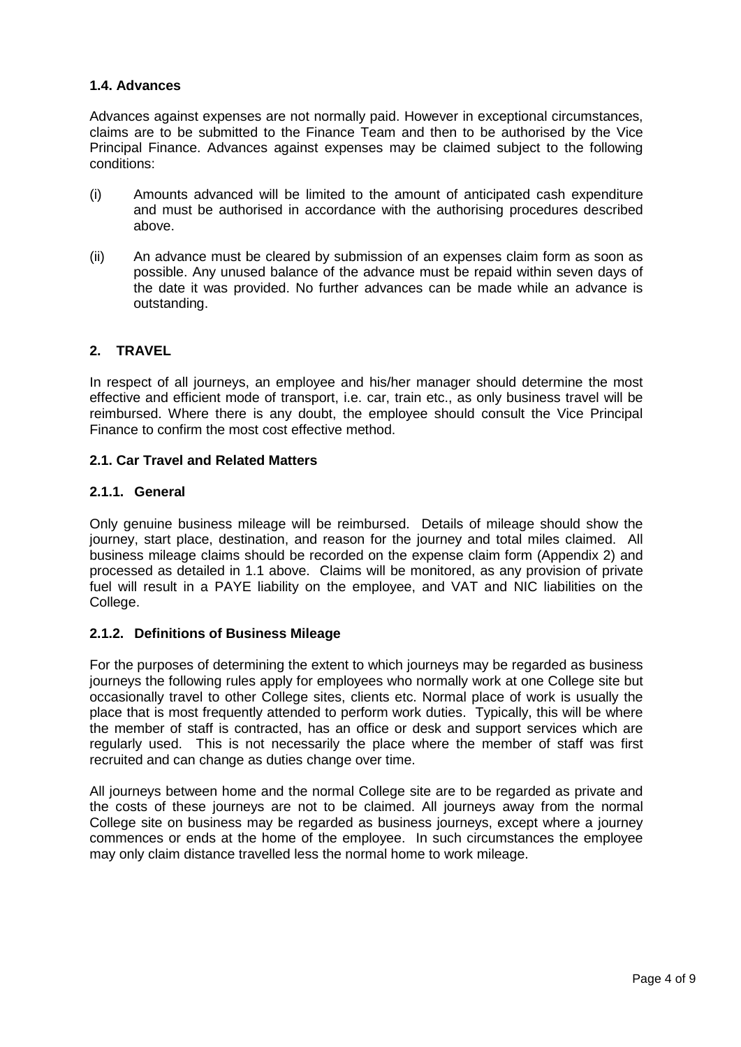### 1.4. Advances

Advances against expenses are not normally paid. However in exceptional circumstances, claims are to be submitted to the Finance Team and then to be authorised by the Vice Principal Finance. Advances against expenses may be claimed subject to the following conditions:

(i) Amounts advanced will be limited to the amount of anticipated cash expenditure and must be authorised in accordance with the authorising procedures described above.

(ii) An advance must be cleared by submission of an expenses claim form as soon as possible. Any unused balance of the advance must be repaid within seven days of the date it was provided. No further advances can be made while an advance is outstanding.

## 2. TRAVEL

In respect of all journeys, an employee and his/her manager should determine the most effective and efficient mode of transport, i.e. car, train etc., as only business travel will be reimbursed. Where there is any doubt, the employee should consult the Vice Principal Finance to confirm the most cost effective method.

### 2.1. Car Travel and Related Matters

#### 2.1.1. General

Only genuine business mileage will be reimbursed. Details of mileage should show the journey, start place, destination, and reason for the journey and total miles claimed. All business mileage claims should be recorded on the expense claim form (Appendix 2) and processed as detailed in 1.1 above. Claims will be monitored, as any provision of private fuel will result in a PAYE liability on the employee, and VAT and NIC liabilities on the College.

#### 2.1.2. Definitions of Business Mileage

For the purposes of determining the extent to which journeys may be regarded as business journeys the following rules apply for employees who normally work at one College site but occasionally travel to other College sites, clients etc. Normal place of work is usually the place that is most frequently attended to perform work duties. Typically, this will be where the member of staff is contracted, has an office or desk and support services which are regularly used. This is not necessarily the place where the member of staff was first recruited and can change as duties change over time.

All journeys between home and the normal College site are to be regarded as private and the costs of these journeys are not to be claimed. All journeys away from the normal College site on business may be regarded as business journeys, except where a journey commences or ends at the home of the employee. In such circumstances the employee may only claim distance travelled less the normal home to work mileage.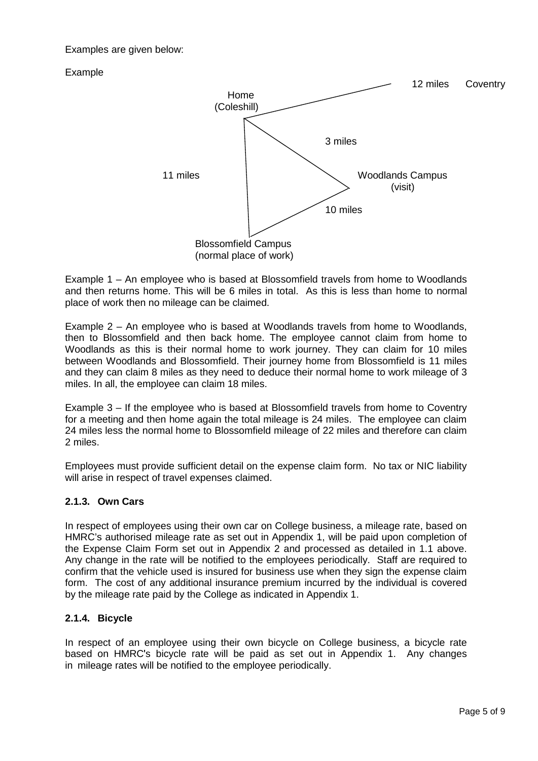Examples are given below:

Example

Home (Coleshill)

12 miles Coventry

3 miles

11 miles

Woodlands Campus (visit)

10 miles

Blossomfield Campus (normal place of work)

Example 1 – An employee who is based at Blossomfield travels from home to Woodlands and then returns home. This will be 6 miles in total. As this is less than home to normal place of work then no mileage can be claimed.

Example 2 – An employee who is based at Woodlands travels from home to Woodlands, then to Blossomfield and then back home. The employee cannot claim from home to Woodlands as this is their normal home to work journey. They can claim for 10 miles between Woodlands and Blossomfield. Their journey home from Blossomfield is 11 miles and they can claim 8 miles as they need to deduce their normal home to work mileage of 3 miles. In all, the employee can claim 18 miles.

Example 3 – If the employee who is based at Blossomfield travels from home to Coventry for a meeting and then home again the total mileage is 24 miles. The employee can claim 24 miles less the normal home to Blossomfield mileage of 22 miles and therefore can claim 2 miles.

Employees must provide sufficient detail on the expense claim form. No tax or NIC liability will arise in respect of travel expenses claimed.

### 2.1.3. Own Cars

In respect of employees using their own car on College business, a mileage rate, based on HMRC's authorised mileage rate as set out in Appendix 1, will be paid upon completion of the Expense Claim Form set out in Appendix 2 and processed as detailed in 1.1 above. Any change in the rate will be notified to the employees periodically. Staff are required to confirm that the vehicle used is insured for business use when they sign the expense claim form. The cost of any additional insurance premium incurred by the individual is covered by the mileage rate paid by the College as indicated in Appendix 1.

### 2.1.4. Bicycle

In respect of an employee using their own bicycle on College business, a bicycle rate based on HMRC's bicycle rate will be paid as set out in Appendix 1. Any changes in mileage rates will be notified to the employee periodically.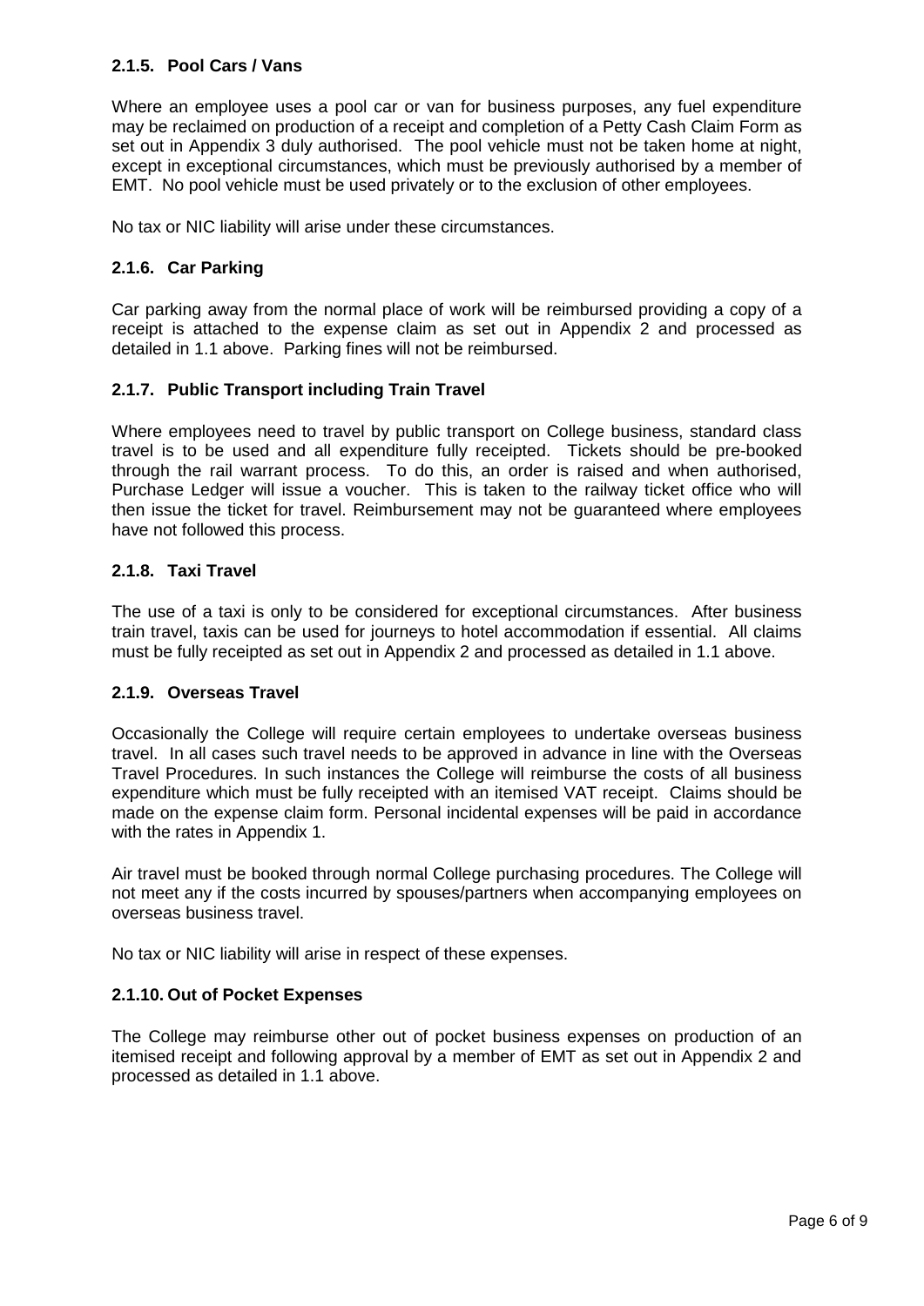### 2.1.5. Pool Cars / Vans

Where an employee uses a pool car or van for business purposes, any fuel expenditure may be reclaimed on production of a receipt and completion of a Petty Cash Claim Form as set out in Appendix 3 duly authorised. The pool vehicle must not be taken home at night, except in exceptional circumstances, which must be previously authorised by a member of EMT. No pool vehicle must be used privately or to the exclusion of other employees.

No tax or NIC liability will arise under these circumstances.

### 2.1.6. Car Parking

Car parking away from the normal place of work will be reimbursed providing a copy of a receipt is attached to the expense claim as set out in Appendix 2 and processed as detailed in 1.1 above. Parking fines will not be reimbursed.

### 2.1.7. Public Transport including Train Travel

Where employees need to travel by public transport on College business, standard class travel is to be used and all expenditure fully receipted. Tickets should be pre-booked through the rail warrant process. To do this, an order is raised and when authorised, Purchase Ledger will issue a voucher. This is taken to the railway ticket office who will then issue the ticket for travel. Reimbursement may not be guaranteed where employees have not followed this process.

### 2.1.8. Taxi Travel

The use of a taxi is only to be considered for exceptional circumstances. After business train travel, taxis can be used for journeys to hotel accommodation if essential. All claims must be fully receipted as set out in Appendix 2 and processed as detailed in 1.1 above.

### 2.1.9. Overseas Travel

Occasionally the College will require certain employees to undertake overseas business travel. In all cases such travel needs to be approved in advance in line with the Overseas Travel Procedures. In such instances the College will reimburse the costs of all business expenditure which must be fully receipted with an itemised VAT receipt. Claims should be made on the expense claim form. Personal incidental expenses will be paid in accordance with the rates in Appendix 1.

Air travel must be booked through normal College purchasing procedures. The College will not meet any if the costs incurred by spouses/partners when accompanying employees on overseas business travel.

No tax or NIC liability will arise in respect of these expenses.

### 2.1.10. Out of Pocket Expenses

The College may reimburse other out of pocket business expenses on production of an itemised receipt and following approval by a member of EMT as set out in Appendix 2 and processed as detailed in 1.1 above.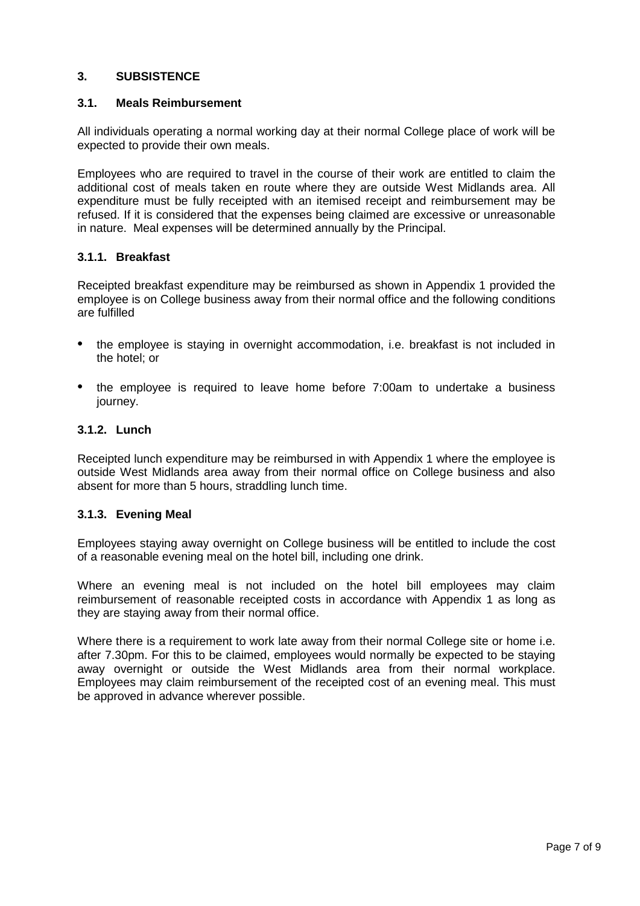## 3. SUBSISTENCE

### 3.1. Meals Reimbursement

All individuals operating a normal working day at their normal College place of work will be expected to provide their own meals.

Employees who are required to travel in the course of their work are entitled to claim the additional cost of meals taken en route where they are outside West Midlands area. All expenditure must be fully receipted with an itemised receipt and reimbursement may be refused. If it is considered that the expenses being claimed are excessive or unreasonable in nature. Meal expenses will be determined annually by the Principal.

#### 3.1.1. Breakfast

Receipted breakfast expenditure may be reimbursed as shown in Appendix 1 provided the employee is on College business away from their normal office and the following conditions are fulfilled

- the employee is staying in overnight accommodation, i.e. breakfast is not included in the hotel; or
- the employee is required to leave home before 7:00am to undertake a business journey.

#### 3.1.2. Lunch

Receipted lunch expenditure may be reimbursed in with Appendix 1 where the employee is outside West Midlands area away from their normal office on College business and also absent for more than 5 hours, straddling lunch time.

#### 3.1.3. Evening Meal

Employees staying away overnight on College business will be entitled to include the cost of a reasonable evening meal on the hotel bill, including one drink.

Where an evening meal is not included on the hotel bill employees may claim reimbursement of reasonable receipted costs in accordance with Appendix 1 as long as they are staying away from their normal office.

Where there is a requirement to work late away from their normal College site or home i.e. after 7.30pm. For this to be claimed, employees would normally be expected to be staying away overnight or outside the West Midlands area from their normal workplace. Employees may claim reimbursement of the receipted cost of an evening meal. This must be approved in advance wherever possible.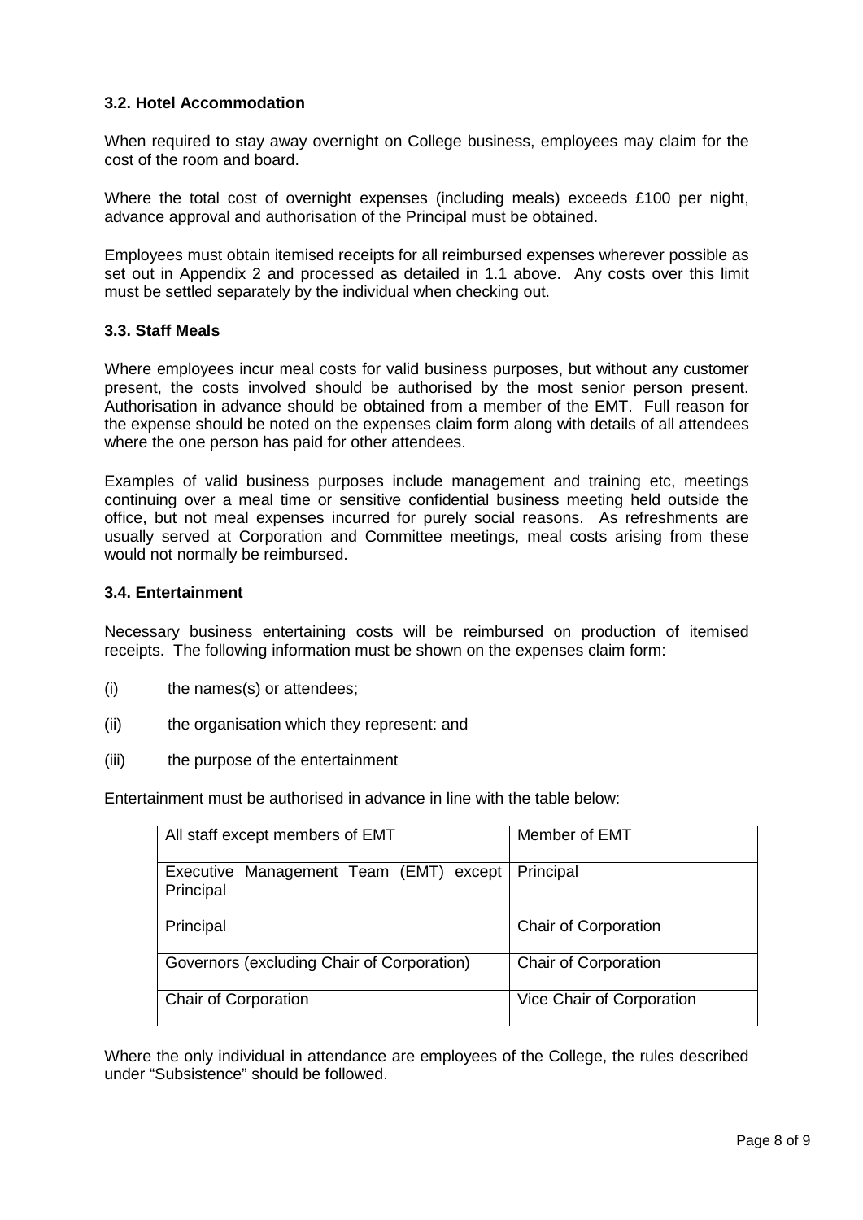### 3.2. Hotel Accommodation

When required to stay away overnight on College business, employees may claim for the cost of the room and board.

Where the total cost of overnight expenses (including meals) exceeds £100 per night, advance approval and authorisation of the Principal must be obtained.

Employees must obtain itemised receipts for all reimbursed expenses wherever possible as set out in Appendix 2 and processed as detailed in 1.1 above. Any costs over this limit must be settled separately by the individual when checking out.

### 3.3. Staff Meals

Where employees incur meal costs for valid business purposes, but without any customer present, the costs involved should be authorised by the most senior person present. Authorisation in advance should be obtained from a member of the EMT. Full reason for the expense should be noted on the expenses claim form along with details of all attendees where the one person has paid for other attendees.

Examples of valid business purposes include management and training etc, meetings continuing over a meal time or sensitive confidential business meeting held outside the office, but not meal expenses incurred for purely social reasons. As refreshments are usually served at Corporation and Committee meetings, meal costs arising from these would not normally be reimbursed.

### 3.4. Entertainment

Necessary business entertaining costs will be reimbursed on production of itemised receipts. The following information must be shown on the expenses claim form:

(i) the names(s) or attendees;

(ii) the organisation which they represent: and

(iii) the purpose of the entertainment

Entertainment must be authorised in advance in line with the table below:

| All staff except members of EMT | Member of EMT |
|---|---|
| Executive Management Team (EMT) except Principal | Principal |
| Principal | Chair of Corporation |
| Governors (excluding Chair of Corporation) | Chair of Corporation |
| Chair of Corporation | Vice Chair of Corporation |

Where the only individual in attendance are employees of the College, the rules described under "Subsistence" should be followed.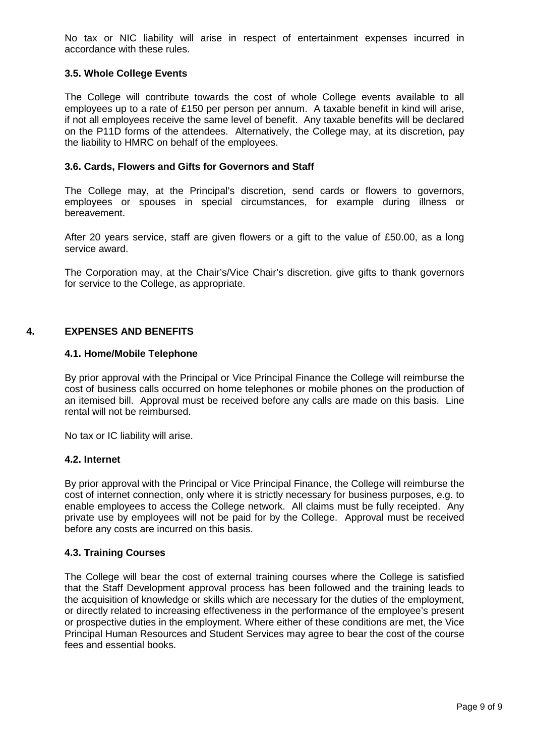No tax or NIC liability will arise in respect of entertainment expenses incurred in accordance with these rules.

### 3.5. Whole College Events

The College will contribute towards the cost of whole College events available to all employees up to a rate of £150 per person per annum. A taxable benefit in kind will arise, if not all employees receive the same level of benefit. Any taxable benefits will be declared on the P11D forms of the attendees. Alternatively, the College may, at its discretion, pay the liability to HMRC on behalf of the employees.

### 3.6. Cards, Flowers and Gifts for Governors and Staff

The College may, at the Principal's discretion, send cards or flowers to governors, employees or spouses in special circumstances, for example during illness or bereavement.

After 20 years service, staff are given flowers or a gift to the value of £50.00, as a long service award.

The Corporation may, at the Chair's/Vice Chair's discretion, give gifts to thank governors for service to the College, as appropriate.

## 4. EXPENSES AND BENEFITS

### 4.1. Home/Mobile Telephone

By prior approval with the Principal or Vice Principal Finance the College will reimburse the cost of business calls occurred on home telephones or mobile phones on the production of an itemised bill. Approval must be received before any calls are made on this basis. Line rental will not be reimbursed.

No tax or IC liability will arise.

### 4.2. Internet

By prior approval with the Principal or Vice Principal Finance, the College will reimburse the cost of internet connection, only where it is strictly necessary for business purposes, e.g. to enable employees to access the College network. All claims must be fully receipted. Any private use by employees will not be paid for by the College. Approval must be received before any costs are incurred on this basis.

### 4.3. Training Courses

The College will bear the cost of external training courses where the College is satisfied that the Staff Development approval process has been followed and the training leads to the acquisition of knowledge or skills which are necessary for the duties of the employment, or directly related to increasing effectiveness in the performance of the employee's present or prospective duties in the employment. Where either of these conditions are met, the Vice Principal Human Resources and Student Services may agree to bear the cost of the course fees and essential books.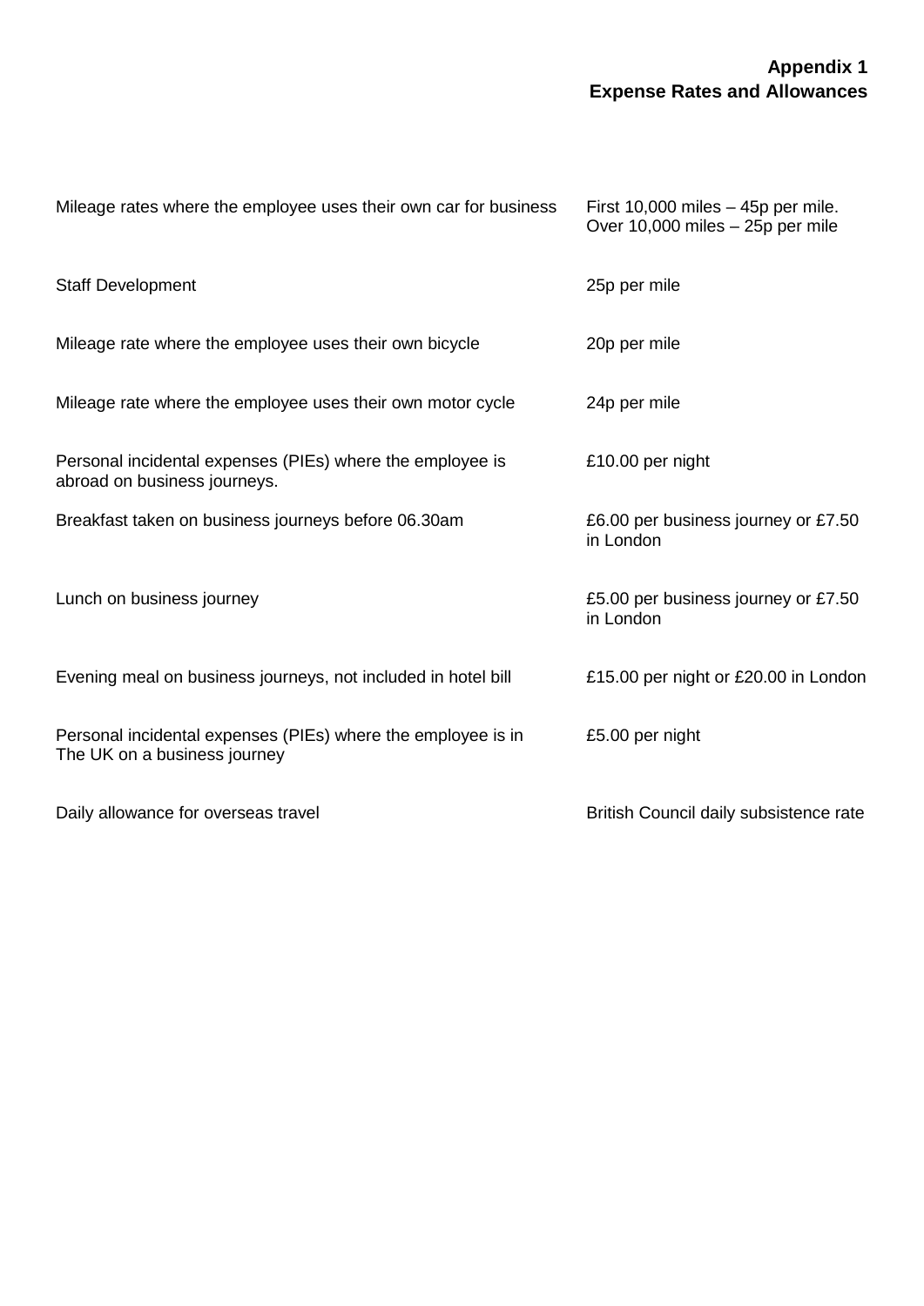**Appendix 1**
**Expense Rates and Allowances**

| | |
|---|---|
| Mileage rates where the employee uses their own car for business | First 10,000 miles – 45p per mile.<br>Over 10,000 miles – 25p per mile |
| Staff Development | 25p per mile |
| Mileage rate where the employee uses their own bicycle | 20p per mile |
| Mileage rate where the employee uses their own motor cycle | 24p per mile |
| Personal incidental expenses (PIEs) where the employee is abroad on business journeys. | £10.00 per night |
| Breakfast taken on business journeys before 06.30am | £6.00 per business journey or £7.50 in London |
| Lunch on business journey | £5.00 per business journey or £7.50 in London |
| Evening meal on business journeys, not included in hotel bill | £15.00 per night or £20.00 in London |
| Personal incidental expenses (PIEs) where the employee is in The UK on a business journey | £5.00 per night |
| Daily allowance for overseas travel | British Council daily subsistence rate |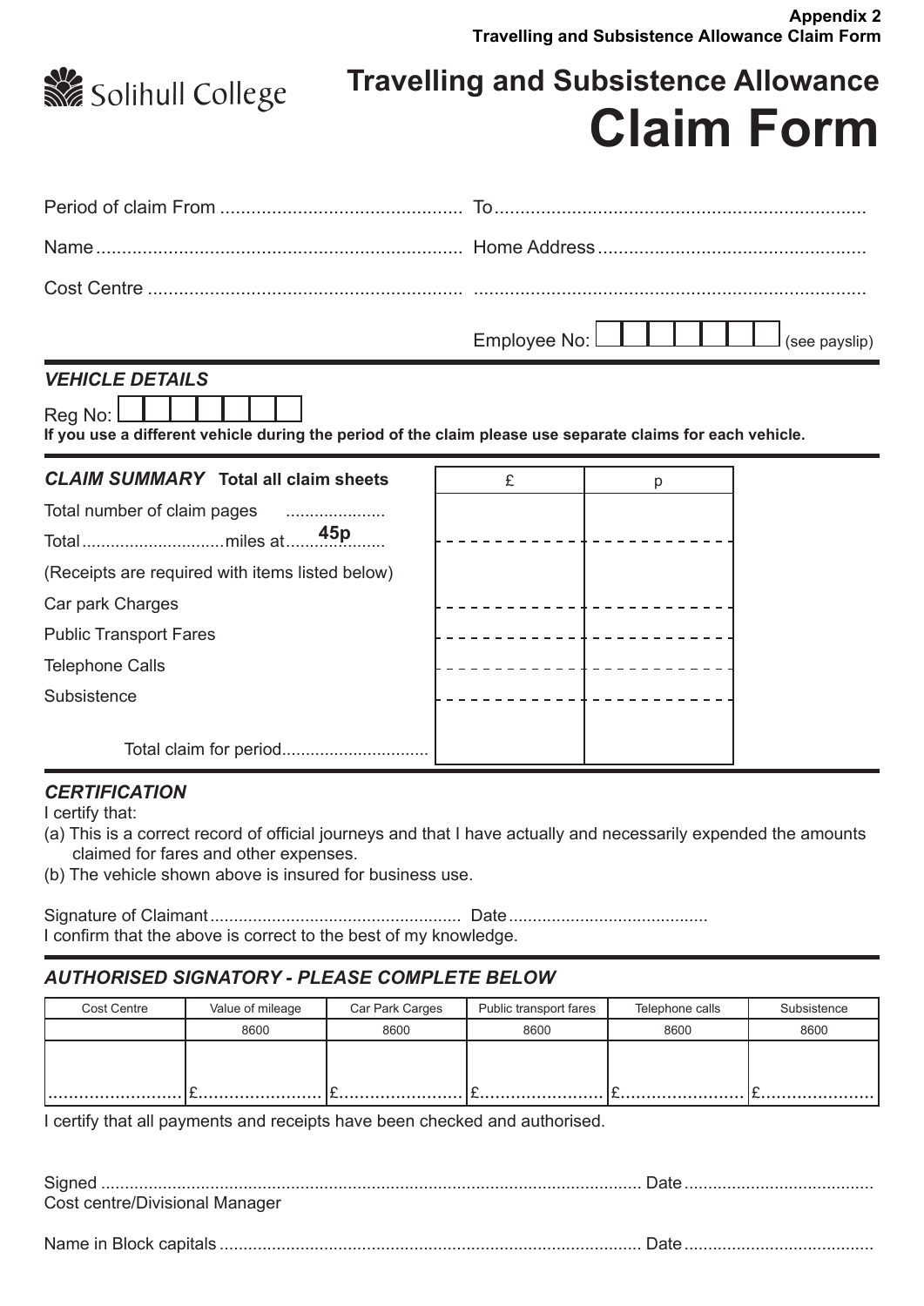Appendix 2
Travelling and Subsistence Allowance Claim Form

Solihull College

# Travelling and Subsistence Allowance
# Claim Form

Period of claim From .............................................. To.......................................................................

Name ...................................................................... Home Address ...................................................

Cost Centre ............................................................ ...........................................................................

Employee No: ☐☐☐☐☐☐☐ (see payslip)

### *VEHICLE DETAILS*

Reg No: ☐☐☐☐☐☐☐

**If you use a different vehicle during the period of the claim please use separate claims for each vehicle.**

### *CLAIM SUMMARY* **Total all claim sheets**

| | £ | p |
|---|---|---|
| Total number of claim pages .................... | | |
| Total .............................miles at **45p** | | |
| (Receipts are required with items listed below) | | |
| Car park Charges | | |
| Public Transport Fares | | |
| Telephone Calls | | |
| Subsistence | | |
| Total claim for period.............................. | | |

### *CERTIFICATION*

I certify that:

(a) This is a correct record of official journeys and that I have actually and necessarily expended the amounts claimed for fares and other expenses.

(b) The vehicle shown above is insured for business use.

Signature of Claimant .................................................... Date .........................................

I confirm that the above is correct to the best of my knowledge.

### *AUTHORISED SIGNATORY - PLEASE COMPLETE BELOW*

| Cost Centre | Value of mileage | Car Park Carges | Public transport fares | Telephone calls | Subsistence |
|---|---|---|---|---|---|
| | 8600 | 8600 | 8600 | 8600 | 8600 |
| .......................... | £........................ | £........................ | £........................ | £........................ | £...................... |

I certify that all payments and receipts have been checked and authorised.

Signed .............................................................................................................. Date .......................................

Cost centre/Divisional Manager

Name in Block capitals ....................................................................................... Date .......................................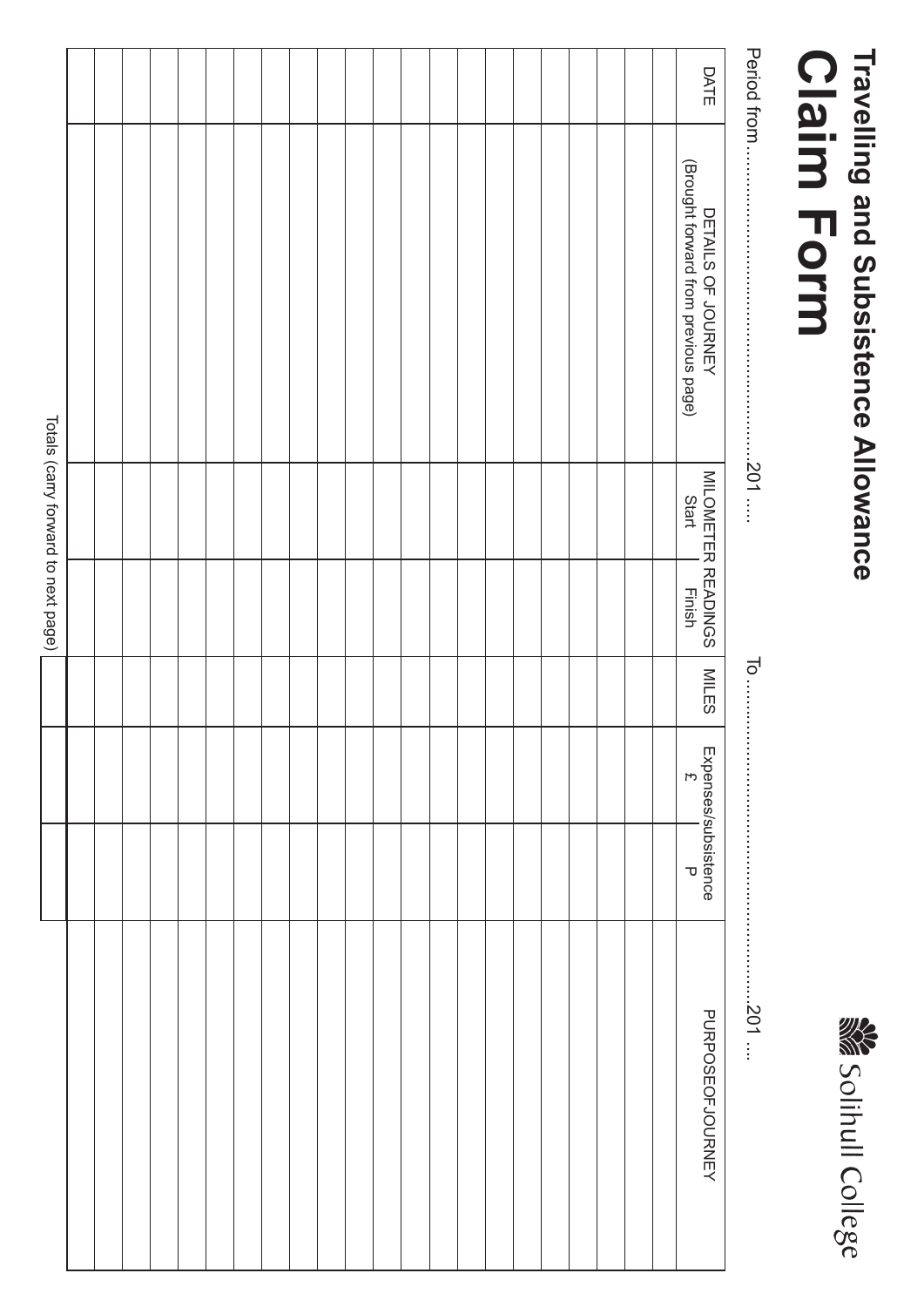# Travelling and Subsistence Allowance Claim Form

Solihull College

Period from.......................................................201 ....  To.......................................................201 ....

| DATE | DETAILS OF JOURNEY (Brought forward from previous page) | MILOMETER READINGS Start | MILOMETER READINGS Finish | MILES | Expenses/subsistence £ | Expenses/subsistence P | PURPOSEOFJOURNEY |
|---|---|---|---|---|---|---|---|
| | | | | | | | |
| | | | | | | | |
| | | | | | | | |
| | | | | | | | |
| | | | | | | | |
| | | | | | | | |
| | | | | | | | |
| | | | | | | | |
| | | | | | | | |
| | | | | | | | |
| | | | | | | | |
| | | | | | | | |
| | | | | | | | |
| | | | | | | | |
| | | | | | | | |
| | | | | | | | |
| | | | | | | | |
| | | | | | | | |
| | | | | | | | |
| | | | | | | | |
| | | | | | | | |
| | Totals (carry forward to next page) | | | | | | |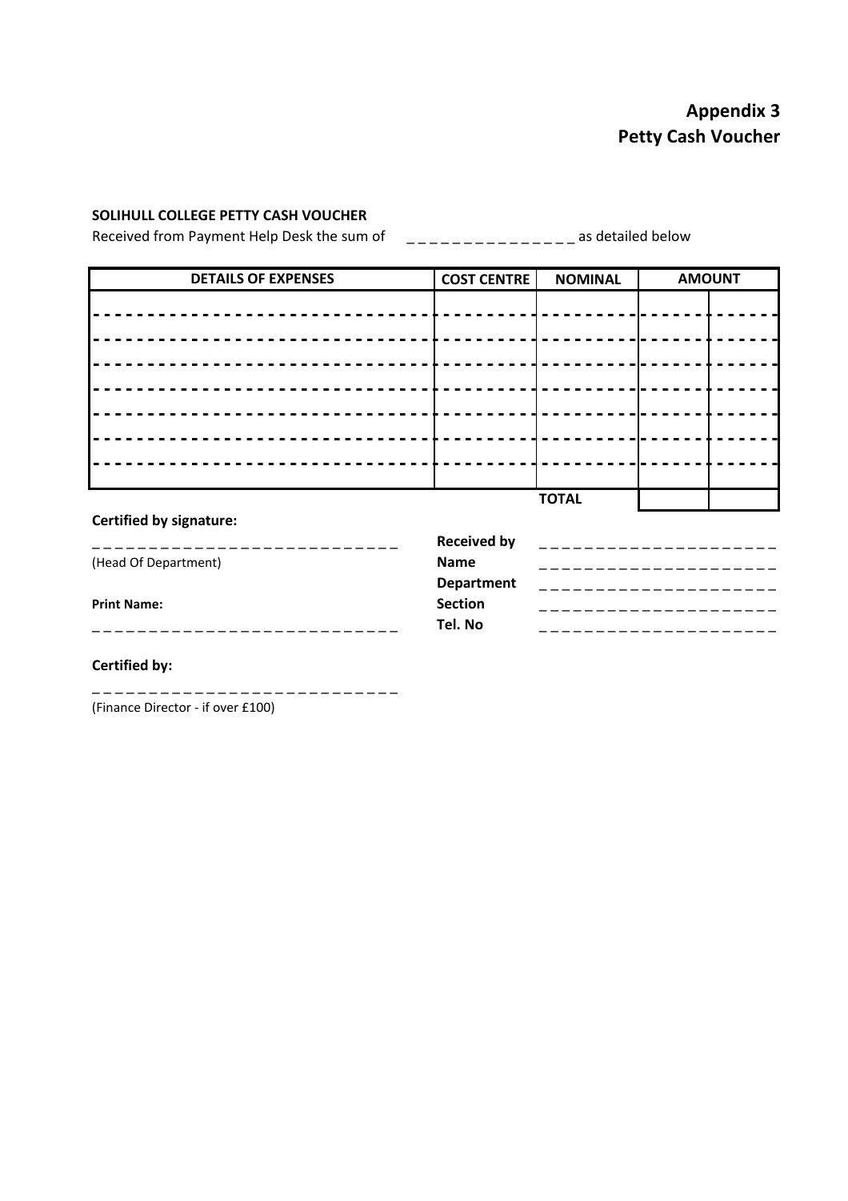# Appendix 3
# Petty Cash Voucher

**SOLIHULL COLLEGE PETTY CASH VOUCHER**

Received from Payment Help Desk the sum of _ _ _ _ _ _ _ _ _ _ _ _ _ _ _ _ as detailed below

| DETAILS OF EXPENSES | COST CENTRE | NOMINAL | AMOUNT | |
|---|---|---|---|---|
| | | | | |
| | | | | |
| | | | | |
| | | | | |
| | | | | |
| | | | | |
| | | | | |
| | | | | |
| | | TOTAL | | |

**Certified by signature:**

_ _ _ _ _ _ _ _ _ _ _ _ _ _ _ _ _ _ _ _ _ _ _ _ _ _ _ _

(Head Of Department)

**Print Name:**

_ _ _ _ _ _ _ _ _ _ _ _ _ _ _ _ _ _ _ _ _ _ _ _ _ _ _ _

**Received by** _ _ _ _ _ _ _ _ _ _ _ _ _ _ _ _ _ _ _ _ _

**Name** _ _ _ _ _ _ _ _ _ _ _ _ _ _ _ _ _ _ _ _ _

**Department** _ _ _ _ _ _ _ _ _ _ _ _ _ _ _ _ _ _ _ _ _

**Section** _ _ _ _ _ _ _ _ _ _ _ _ _ _ _ _ _ _ _ _ _

**Tel. No** _ _ _ _ _ _ _ _ _ _ _ _ _ _ _ _ _ _ _ _ _

**Certified by:**

_ _ _ _ _ _ _ _ _ _ _ _ _ _ _ _ _ _ _ _ _ _ _ _ _ _ _ _

(Finance Director - if over £100)